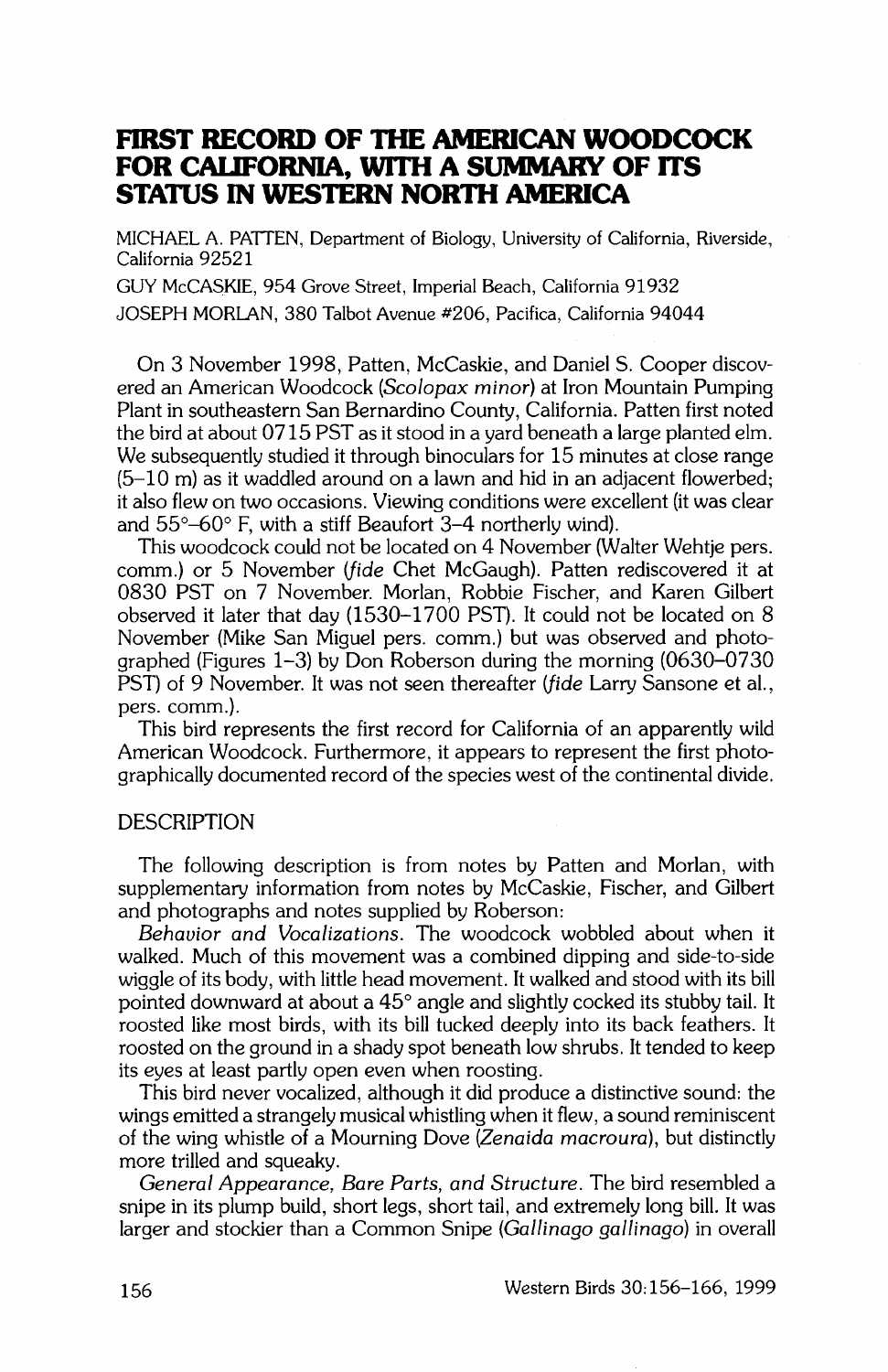# FIRST RECORD OF THE AMERICAN WOODCOCK FOR CALIFORNIA, WITH A SUMMARY OF ITS STATUS IN WESTERN NORTH AMERICA

MICHAEL A. PATTEN, Department of Biology, University of California, Riverside, California 92521

GUY McCASKIE, 954 Grove Street, Imperial Beach, California 91932

JOSEPH MORLAN, 380 Talbot Avenue #206, Pacifica, California 94044

On 3 November 1998, Patten, McCaskie, and Daniel S. Cooper discovered an American Woodcock (*Scolopax minor*) at Iron Mountain Pumping Plant in southeastern San Bernardino County, California. Patten first noted the bird at about 0715 PST as it stood in a yard beneath a large planted elm. We subsequently studied it through binoculars for 15 minutes at close range (5–10 m) as it waddled around on a lawn and hid in an adjacent flowerbed; it also flew on two occasions. Viewing conditions were excellent (it was clear and 55°–60° F, with a stiff Beaufort 3–4 northerly wind).

This woodcock could not be located on 4 November (Walter Wehtje pers. comm.) or 5 November (*fide* Chet McGaugh). Patten rediscovered it at 0830 PST on 7 November. Morlan, Robbie Fischer, and Karen Gilbert observed it later that day (1530–1700 PST). It could not be located on 8 November (Mike San Miguel pers. comm.) but was observed and photographed (Figures 1–3) by Don Roberson during the morning (0630–0730 PST) of 9 November. It was not seen thereafter (*fide* Larry Sansone et al., pers. comm.).

This bird represents the first record for California of an apparently wild American Woodcock. Furthermore, it appears to represent the first photographically documented record of the species west of the continental divide.

## DESCRIPTION

The following description is from notes by Patten and Morlan, with supplementary information from notes by McCaskie, Fischer, and Gilbert and photographs and notes supplied by Roberson:

*Behavior and Vocalizations.* The woodcock wobbled about when it walked. Much of this movement was a combined dipping and side-to-side wiggle of its body, with little head movement. It walked and stood with its bill pointed downward at about a 45° angle and slightly cocked its stubby tail. It roosted like most birds, with its bill tucked deeply into its back feathers. It roosted on the ground in a shady spot beneath low shrubs. It tended to keep its eyes at least partly open even when roosting.

This bird never vocalized, although it did produce a distinctive sound: the wings emitted a strangely musical whistling when it flew, a sound reminiscent of the wing whistle of a Mourning Dove (*Zenaida macroura*), but distinctly more trilled and squeaky.

*General Appearance, Bare Parts, and Structure.* The bird resembled a snipe in its plump build, short legs, short tail, and extremely long bill. It was larger and stockier than a Common Snipe (*Gallinago gallinago*) in overall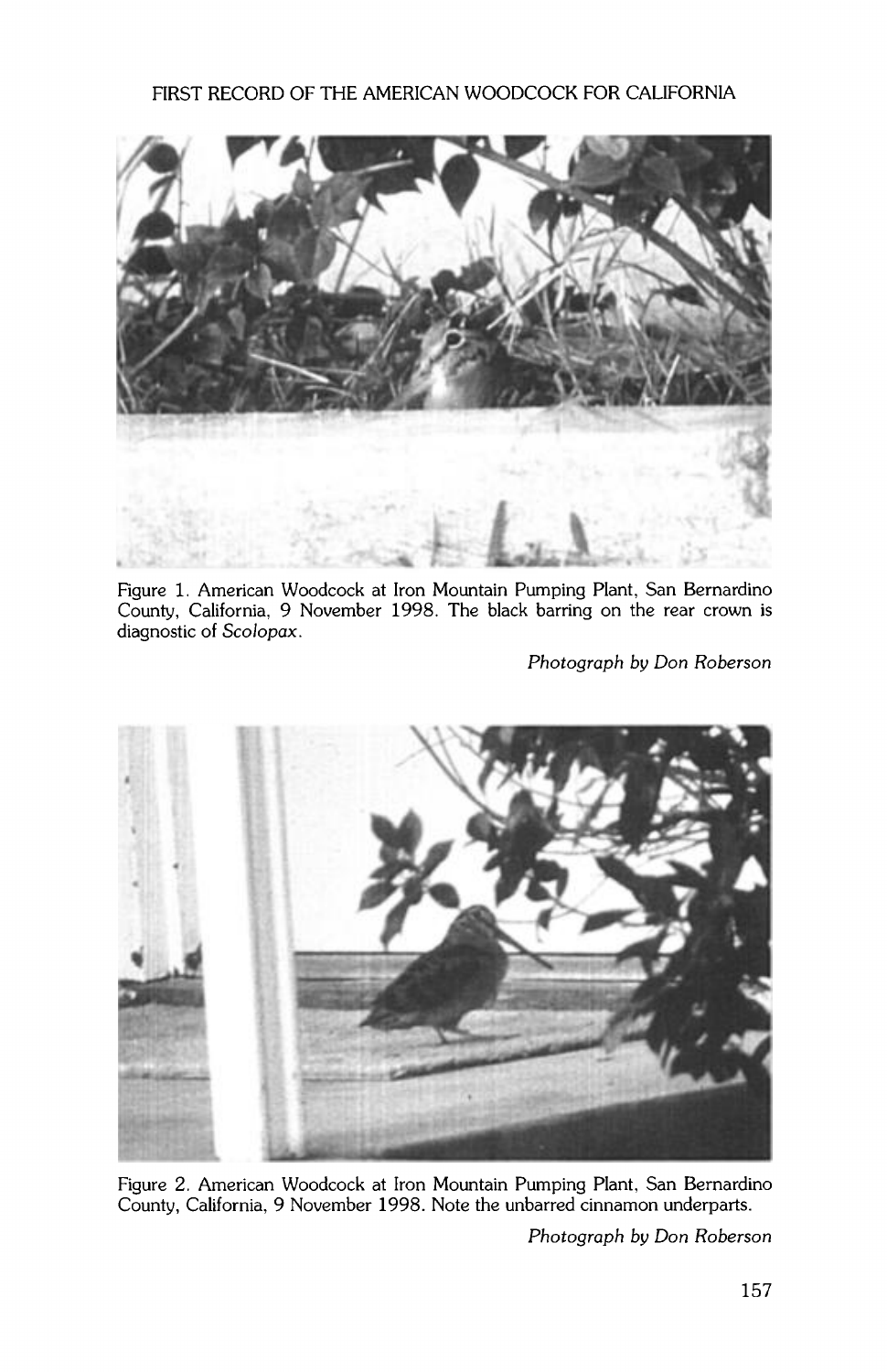Figure 1. American Woodcock at Iron Mountain Pumping Plant, San Bernardino County, California, 9 November 1998. The black barring on the rear crown is diagnostic of *Scolopax*.

*Photograph by Don Roberson*

Figure 2. American Woodcock at Iron Mountain Pumping Plant, San Bernardino County, California, 9 November 1998. Note the unbarred cinnamon underparts.

*Photograph by Don Roberson*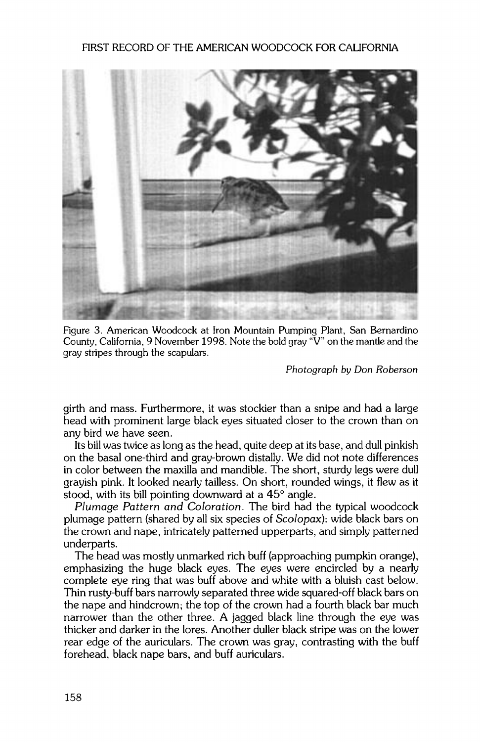Figure 3. American Woodcock at Iron Mountain Pumping Plant, San Bernardino County, California, 9 November 1998. Note the bold gray "V" on the mantle and the gray stripes through the scapulars.

*Photograph by Don Roberson*

girth and mass. Furthermore, it was stockier than a snipe and had a large head with prominent large black eyes situated closer to the crown than on any bird we have seen.

Its bill was twice as long as the head, quite deep at its base, and dull pinkish on the basal one-third and gray-brown distally. We did not note differences in color between the maxilla and mandible. The short, sturdy legs were dull grayish pink. It looked nearly tailless. On short, rounded wings, it flew as it stood, with its bill pointing downward at a 45° angle.

*Plumage Pattern and Coloration.* The bird had the typical woodcock plumage pattern (shared by all six species of *Scolopax*): wide black bars on the crown and nape, intricately patterned upperparts, and simply patterned underparts.

The head was mostly unmarked rich buff (approaching pumpkin orange), emphasizing the huge black eyes. The eyes were encircled by a nearly complete eye ring that was buff above and white with a bluish cast below. Thin rusty-buff bars narrowly separated three wide squared-off black bars on the nape and hindcrown; the top of the crown had a fourth black bar much narrower than the other three. A jagged black line through the eye was thicker and darker in the lores. Another duller black stripe was on the lower rear edge of the auriculars. The crown was gray, contrasting with the buff forehead, black nape bars, and buff auriculars.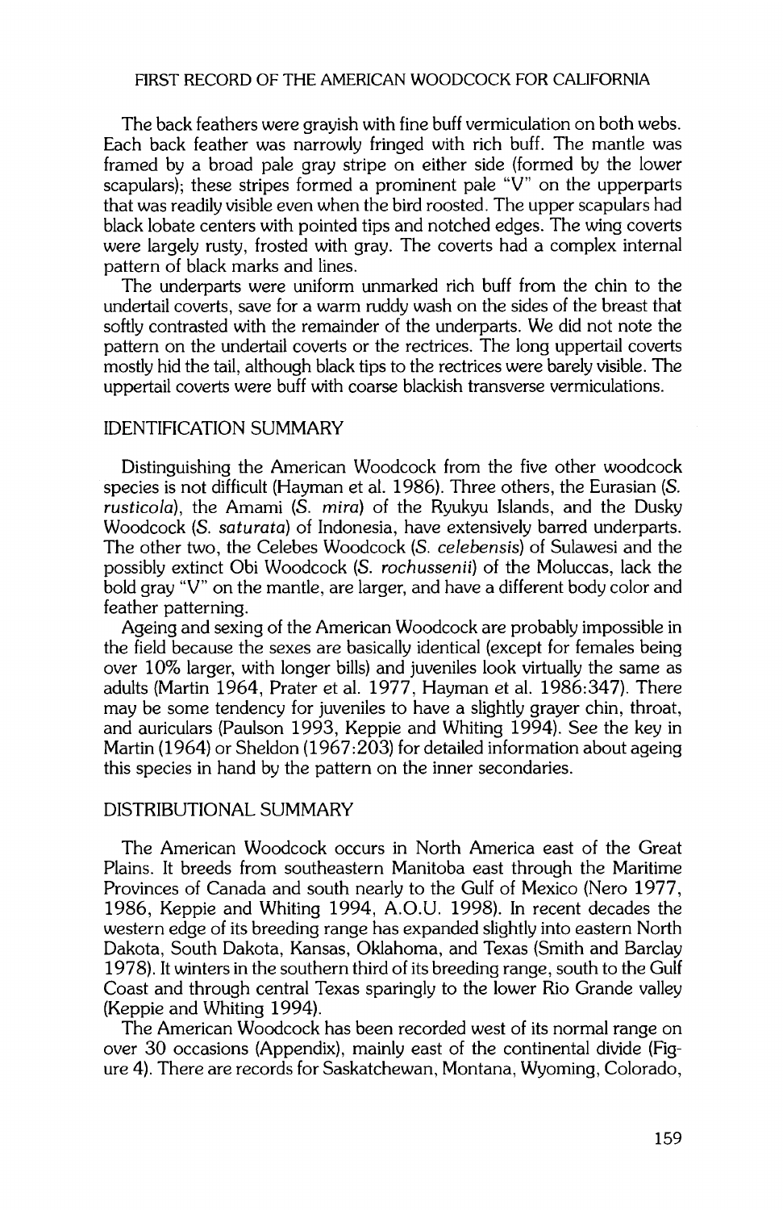The back feathers were grayish with fine buff vermiculation on both webs. Each back feather was narrowly fringed with rich buff. The mantle was framed by a broad pale gray stripe on either side (formed by the lower scapulars); these stripes formed a prominent pale "V" on the upperparts that was readily visible even when the bird roosted. The upper scapulars had black lobate centers with pointed tips and notched edges. The wing coverts were largely rusty, frosted with gray. The coverts had a complex internal pattern of black marks and lines.

The underparts were uniform unmarked rich buff from the chin to the undertail coverts, save for a warm ruddy wash on the sides of the breast that softly contrasted with the remainder of the underparts. We did not note the pattern on the undertail coverts or the rectrices. The long uppertail coverts mostly hid the tail, although black tips to the rectrices were barely visible. The uppertail coverts were buff with coarse blackish transverse vermiculations.

## IDENTIFICATION SUMMARY

Distinguishing the American Woodcock from the five other woodcock species is not difficult (Hayman et al. 1986). Three others, the Eurasian (*S. rusticola*), the Amami (*S. mira*) of the Ryukyu Islands, and the Dusky Woodcock (*S. saturata*) of Indonesia, have extensively barred underparts. The other two, the Celebes Woodcock (*S. celebensis*) of Sulawesi and the possibly extinct Obi Woodcock (*S. rochussenii*) of the Moluccas, lack the bold gray "V" on the mantle, are larger, and have a different body color and feather patterning.

Ageing and sexing of the American Woodcock are probably impossible in the field because the sexes are basically identical (except for females being over 10% larger, with longer bills) and juveniles look virtually the same as adults (Martin 1964, Prater et al. 1977, Hayman et al. 1986:347). There may be some tendency for juveniles to have a slightly grayer chin, throat, and auriculars (Paulson 1993, Keppie and Whiting 1994). See the key in Martin (1964) or Sheldon (1967:203) for detailed information about ageing this species in hand by the pattern on the inner secondaries.

## DISTRIBUTIONAL SUMMARY

The American Woodcock occurs in North America east of the Great Plains. It breeds from southeastern Manitoba east through the Maritime Provinces of Canada and south nearly to the Gulf of Mexico (Nero 1977, 1986, Keppie and Whiting 1994, A.O.U. 1998). In recent decades the western edge of its breeding range has expanded slightly into eastern North Dakota, South Dakota, Kansas, Oklahoma, and Texas (Smith and Barclay 1978). It winters in the southern third of its breeding range, south to the Gulf Coast and through central Texas sparingly to the lower Rio Grande valley (Keppie and Whiting 1994).

The American Woodcock has been recorded west of its normal range on over 30 occasions (Appendix), mainly east of the continental divide (Figure 4). There are records for Saskatchewan, Montana, Wyoming, Colorado,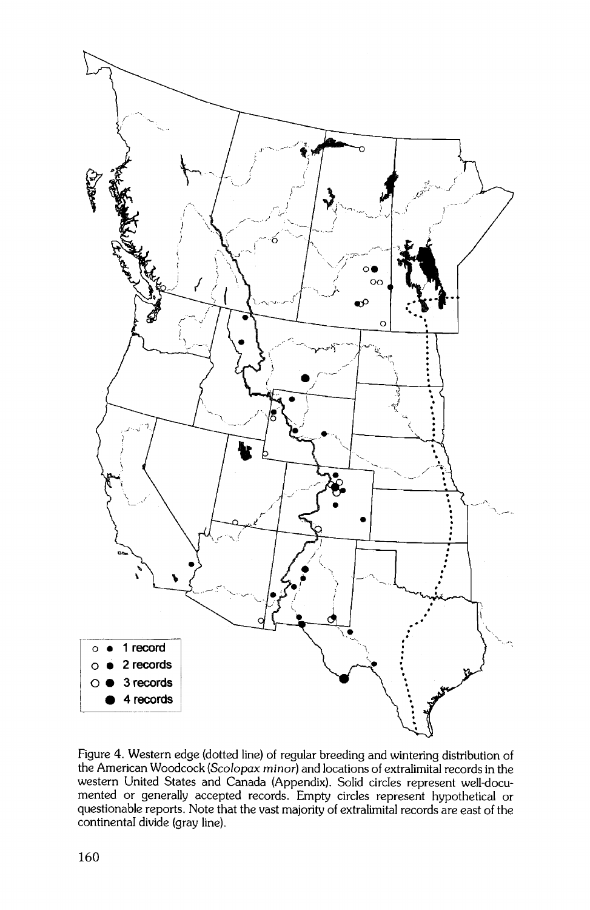Figure 4. Western edge (dotted line) of regular breeding and wintering distribution of the American Woodcock (*Scolopax minor*) and locations of extralimital records in the western United States and Canada (Appendix). Solid circles represent well-documented or generally accepted records. Empty circles represent hypothetical or questionable reports. Note that the vast majority of extralimital records are east of the continental divide (gray line).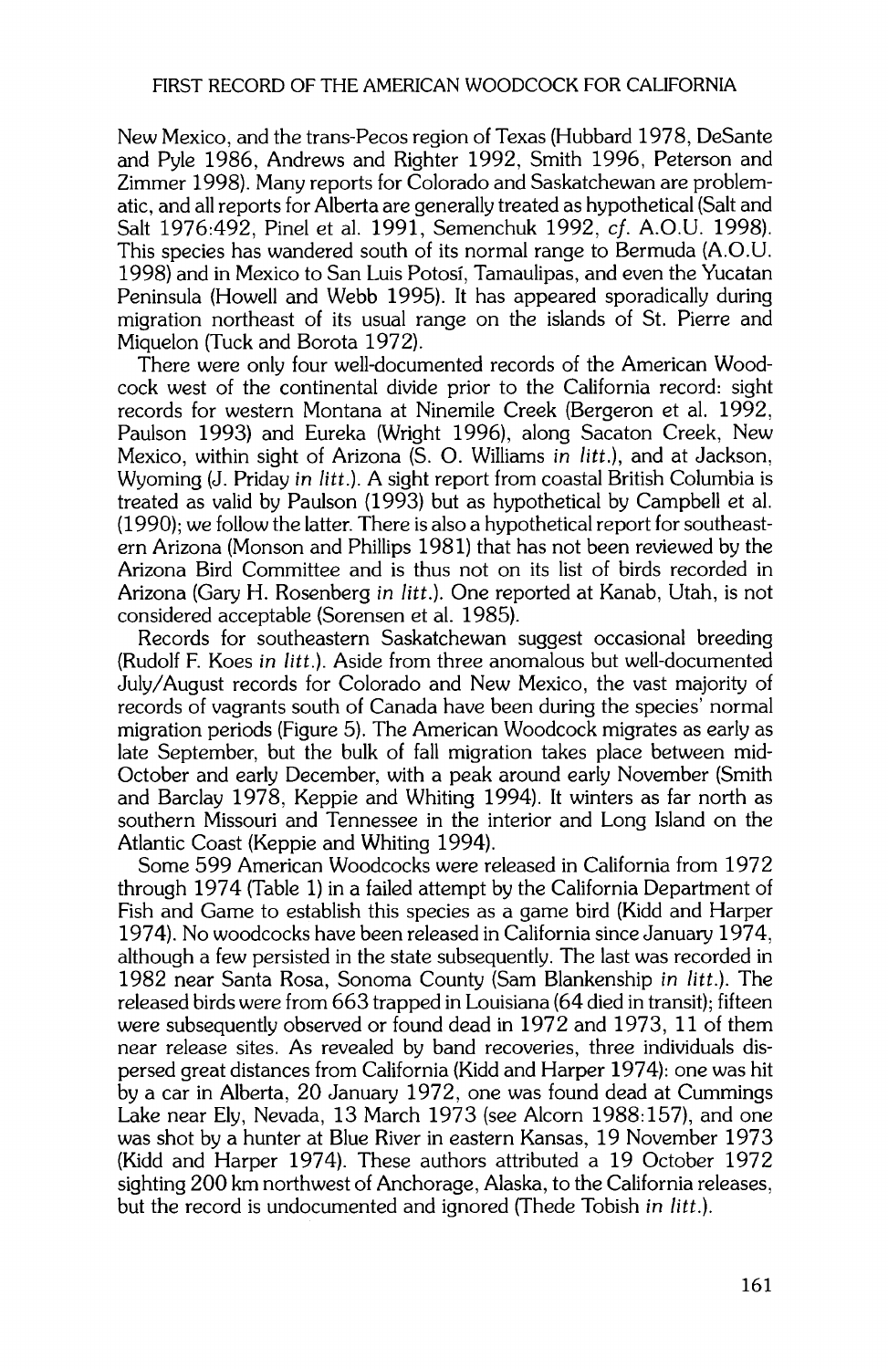New Mexico, and the trans-Pecos region of Texas (Hubbard 1978, DeSante and Pyle 1986, Andrews and Righter 1992, Smith 1996, Peterson and Zimmer 1998). Many reports for Colorado and Saskatchewan are problematic, and all reports for Alberta are generally treated as hypothetical (Salt and Salt 1976:492, Pinel et al. 1991, Semenchuk 1992, *cf.* A.O.U. 1998). This species has wandered south of its normal range to Bermuda (A.O.U. 1998) and in Mexico to San Luis Potosí, Tamaulipas, and even the Yucatan Peninsula (Howell and Webb 1995). It has appeared sporadically during migration northeast of its usual range on the islands of St. Pierre and Miquelon (Tuck and Borota 1972).

There were only four well-documented records of the American Woodcock west of the continental divide prior to the California record: sight records for western Montana at Ninemile Creek (Bergeron et al. 1992, Paulson 1993) and Eureka (Wright 1996), along Sacaton Creek, New Mexico, within sight of Arizona (S. O. Williams *in litt.*), and at Jackson, Wyoming (J. Priday *in litt.*). A sight report from coastal British Columbia is treated as valid by Paulson (1993) but as hypothetical by Campbell et al. (1990); we follow the latter. There is also a hypothetical report for southeastern Arizona (Monson and Phillips 1981) that has not been reviewed by the Arizona Bird Committee and is thus not on its list of birds recorded in Arizona (Gary H. Rosenberg *in litt.*). One reported at Kanab, Utah, is not considered acceptable (Sorensen et al. 1985).

Records for southeastern Saskatchewan suggest occasional breeding (Rudolf F. Koes *in litt.*). Aside from three anomalous but well-documented July/August records for Colorado and New Mexico, the vast majority of records of vagrants south of Canada have been during the species' normal migration periods (Figure 5). The American Woodcock migrates as early as late September, but the bulk of fall migration takes place between mid-October and early December, with a peak around early November (Smith and Barclay 1978, Keppie and Whiting 1994). It winters as far north as southern Missouri and Tennessee in the interior and Long Island on the Atlantic Coast (Keppie and Whiting 1994).

Some 599 American Woodcocks were released in California from 1972 through 1974 (Table 1) in a failed attempt by the California Department of Fish and Game to establish this species as a game bird (Kidd and Harper 1974). No woodcocks have been released in California since January 1974, although a few persisted in the state subsequently. The last was recorded in 1982 near Santa Rosa, Sonoma County (Sam Blankenship *in litt.*). The released birds were from 663 trapped in Louisiana (64 died in transit); fifteen were subsequently observed or found dead in 1972 and 1973, 11 of them near release sites. As revealed by band recoveries, three individuals dispersed great distances from California (Kidd and Harper 1974): one was hit by a car in Alberta, 20 January 1972, one was found dead at Cummings Lake near Ely, Nevada, 13 March 1973 (see Alcorn 1988:157), and one was shot by a hunter at Blue River in eastern Kansas, 19 November 1973 (Kidd and Harper 1974). These authors attributed a 19 October 1972 sighting 200 km northwest of Anchorage, Alaska, to the California releases, but the record is undocumented and ignored (Thede Tobish *in litt.*).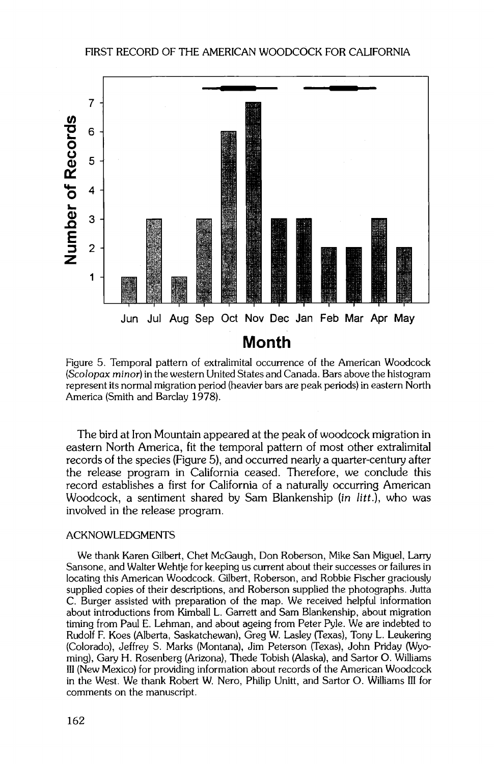Figure 5. Temporal pattern of extralimital occurrence of the American Woodcock (*Scolopax minor*) in the western United States and Canada. Bars above the histogram represent its normal migration period (heavier bars are peak periods) in eastern North America (Smith and Barclay 1978).

The bird at Iron Mountain appeared at the peak of woodcock migration in eastern North America, fit the temporal pattern of most other extralimital records of the species (Figure 5), and occurred nearly a quarter-century after the release program in California ceased. Therefore, we conclude this record establishes a first for California of a naturally occurring American Woodcock, a sentiment shared by Sam Blankenship (*in litt.*), who was involved in the release program.

## ACKNOWLEDGMENTS

We thank Karen Gilbert, Chet McGaugh, Don Roberson, Mike San Miguel, Larry Sansone, and Walter Wehtje for keeping us current about their successes or failures in locating this American Woodcock. Gilbert, Roberson, and Robbie Fischer graciously supplied copies of their descriptions, and Roberson supplied the photographs. Jutta C. Burger assisted with preparation of the map. We received helpful information about introductions from Kimball L. Garrett and Sam Blankenship, about migration timing from Paul E. Lehman, and about ageing from Peter Pyle. We are indebted to Rudolf F. Koes (Alberta, Saskatchewan), Greg W. Lasley (Texas), Tony L. Leukering (Colorado), Jeffrey S. Marks (Montana), Jim Peterson (Texas), John Priday (Wyoming), Gary H. Rosenberg (Arizona), Thede Tobish (Alaska), and Sartor O. Williams III (New Mexico) for providing information about records of the American Woodcock in the West. We thank Robert W. Nero, Philip Unitt, and Sartor O. Williams III for comments on the manuscript.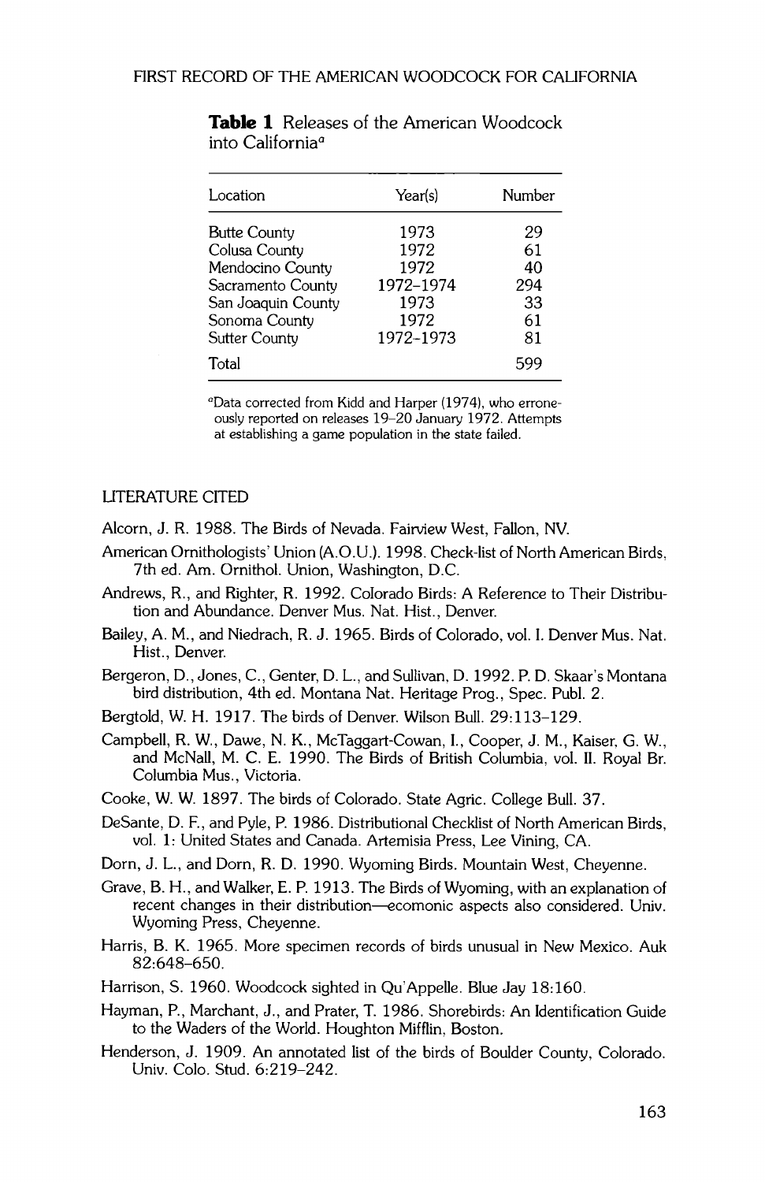**Table 1** Releases of the American Woodcock into California[a]

| Location | Year(s) | Number |
|---|---|---|
| Butte County | 1973 | 29 |
| Colusa County | 1972 | 61 |
| Mendocino County | 1972 | 40 |
| Sacramento County | 1972–1974 | 294 |
| San Joaquin County | 1973 | 33 |
| Sonoma County | 1972 | 61 |
| Sutter County | 1972–1973 | 81 |
| Total | | 599 |

[a]Data corrected from Kidd and Harper (1974), who erroneously reported on releases 19–20 January 1972. Attempts at establishing a game population in the state failed.

## LITERATURE CITED

Alcorn, J. R. 1988. The Birds of Nevada. Fairview West, Fallon, NV.

American Ornithologists' Union (A.O.U.). 1998. Check-list of North American Birds, 7th ed. Am. Ornithol. Union, Washington, D.C.

Andrews, R., and Righter, R. 1992. Colorado Birds: A Reference to Their Distribution and Abundance. Denver Mus. Nat. Hist., Denver.

Bailey, A. M., and Niedrach, R. J. 1965. Birds of Colorado, vol. I. Denver Mus. Nat. Hist., Denver.

Bergeron, D., Jones, C., Genter, D. L., and Sullivan, D. 1992. P. D. Skaar's Montana bird distribution, 4th ed. Montana Nat. Heritage Prog., Spec. Publ. 2.

Bergtold, W. H. 1917. The birds of Denver. Wilson Bull. 29:113–129.

Campbell, R. W., Dawe, N. K., McTaggart-Cowan, I., Cooper, J. M., Kaiser, G. W., and McNall, M. C. E. 1990. The Birds of British Columbia, vol. II. Royal Br. Columbia Mus., Victoria.

Cooke, W. W. 1897. The birds of Colorado. State Agric. College Bull. 37.

DeSante, D. F., and Pyle, P. 1986. Distributional Checklist of North American Birds, vol. 1: United States and Canada. Artemisia Press, Lee Vining, CA.

Dorn, J. L., and Dorn, R. D. 1990. Wyoming Birds. Mountain West, Cheyenne.

Grave, B. H., and Walker, E. P. 1913. The Birds of Wyoming, with an explanation of recent changes in their distribution—ecomonic aspects also considered. Univ. Wyoming Press, Cheyenne.

Harris, B. K. 1965. More specimen records of birds unusual in New Mexico. Auk 82:648–650.

Harrison, S. 1960. Woodcock sighted in Qu'Appelle. Blue Jay 18:160.

Hayman, P., Marchant, J., and Prater, T. 1986. Shorebirds: An Identification Guide to the Waders of the World. Houghton Mifflin, Boston.

Henderson, J. 1909. An annotated list of the birds of Boulder County, Colorado. Univ. Colo. Stud. 6:219–242.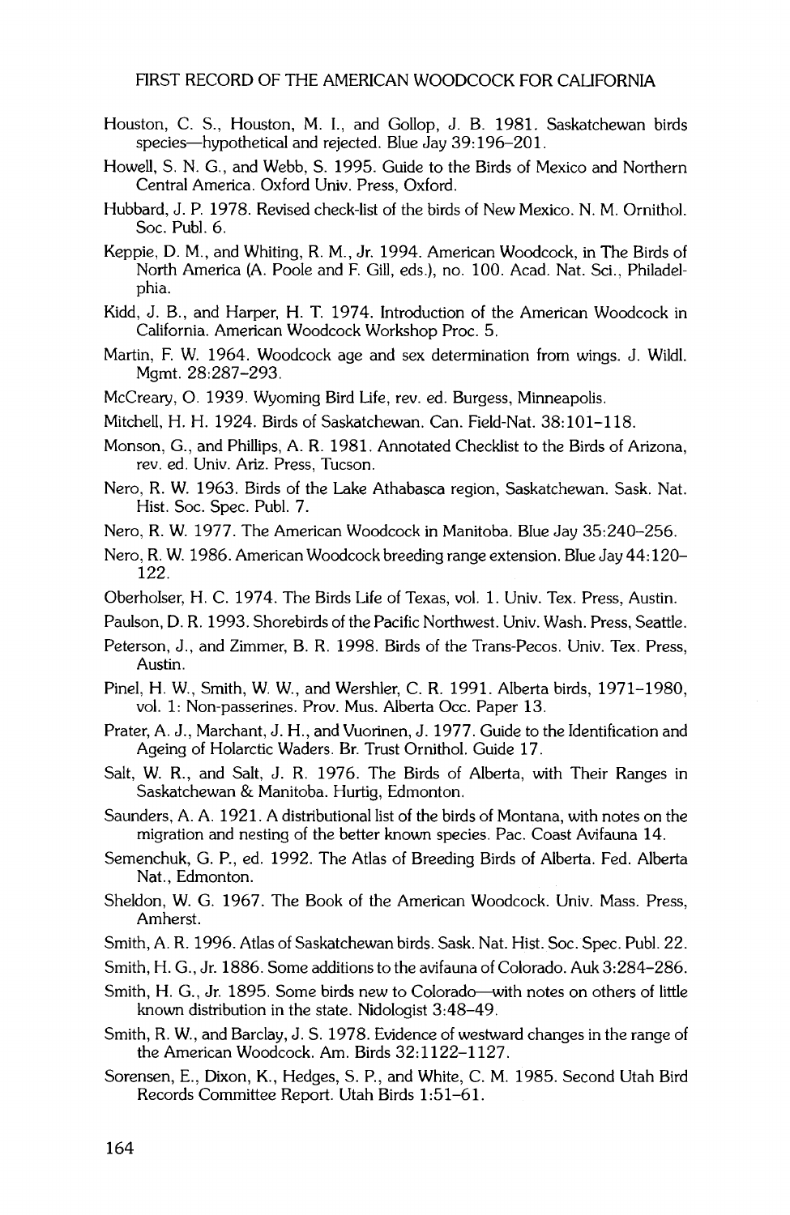Houston, C. S., Houston, M. I., and Gollop, J. B. 1981. Saskatchewan birds species—hypothetical and rejected. Blue Jay 39:196–201.

Howell, S. N. G., and Webb, S. 1995. Guide to the Birds of Mexico and Northern Central America. Oxford Univ. Press, Oxford.

Hubbard, J. P. 1978. Revised check-list of the birds of New Mexico. N. M. Ornithol. Soc. Publ. 6.

Keppie, D. M., and Whiting, R. M., Jr. 1994. American Woodcock, in The Birds of North America (A. Poole and F. Gill, eds.), no. 100. Acad. Nat. Sci., Philadelphia.

Kidd, J. B., and Harper, H. T. 1974. Introduction of the American Woodcock in California. American Woodcock Workshop Proc. 5.

Martin, F. W. 1964. Woodcock age and sex determination from wings. J. Wildl. Mgmt. 28:287–293.

McCreary, O. 1939. Wyoming Bird Life, rev. ed. Burgess, Minneapolis.

Mitchell, H. H. 1924. Birds of Saskatchewan. Can. Field-Nat. 38:101–118.

Monson, G., and Phillips, A. R. 1981. Annotated Checklist to the Birds of Arizona, rev. ed. Univ. Ariz. Press, Tucson.

Nero, R. W. 1963. Birds of the Lake Athabasca region, Saskatchewan. Sask. Nat. Hist. Soc. Spec. Publ. 7.

Nero, R. W. 1977. The American Woodcock in Manitoba. Blue Jay 35:240–256.

Nero, R. W. 1986. American Woodcock breeding range extension. Blue Jay 44:120–122.

Oberholser, H. C. 1974. The Birds Life of Texas, vol. 1. Univ. Tex. Press, Austin.

Paulson, D. R. 1993. Shorebirds of the Pacific Northwest. Univ. Wash. Press, Seattle.

Peterson, J., and Zimmer, B. R. 1998. Birds of the Trans-Pecos. Univ. Tex. Press, Austin.

Pinel, H. W., Smith, W. W., and Wershler, C. R. 1991. Alberta birds, 1971–1980, vol. 1: Non-passerines. Prov. Mus. Alberta Occ. Paper 13.

Prater, A. J., Marchant, J. H., and Vuorinen, J. 1977. Guide to the Identification and Ageing of Holarctic Waders. Br. Trust Ornithol. Guide 17.

Salt, W. R., and Salt, J. R. 1976. The Birds of Alberta, with Their Ranges in Saskatchewan & Manitoba. Hurtig, Edmonton.

Saunders, A. A. 1921. A distributional list of the birds of Montana, with notes on the migration and nesting of the better known species. Pac. Coast Avifauna 14.

Semenchuk, G. P., ed. 1992. The Atlas of Breeding Birds of Alberta. Fed. Alberta Nat., Edmonton.

Sheldon, W. G. 1967. The Book of the American Woodcock. Univ. Mass. Press, Amherst.

Smith, A. R. 1996. Atlas of Saskatchewan birds. Sask. Nat. Hist. Soc. Spec. Publ. 22.

Smith, H. G., Jr. 1886. Some additions to the avifauna of Colorado. Auk 3:284–286.

Smith, H. G., Jr. 1895. Some birds new to Colorado—with notes on others of little known distribution in the state. Nidologist 3:48–49.

Smith, R. W., and Barclay, J. S. 1978. Evidence of westward changes in the range of the American Woodcock. Am. Birds 32:1122–1127.

Sorensen, E., Dixon, K., Hedges, S. P., and White, C. M. 1985. Second Utah Bird Records Committee Report. Utah Birds 1:51–61.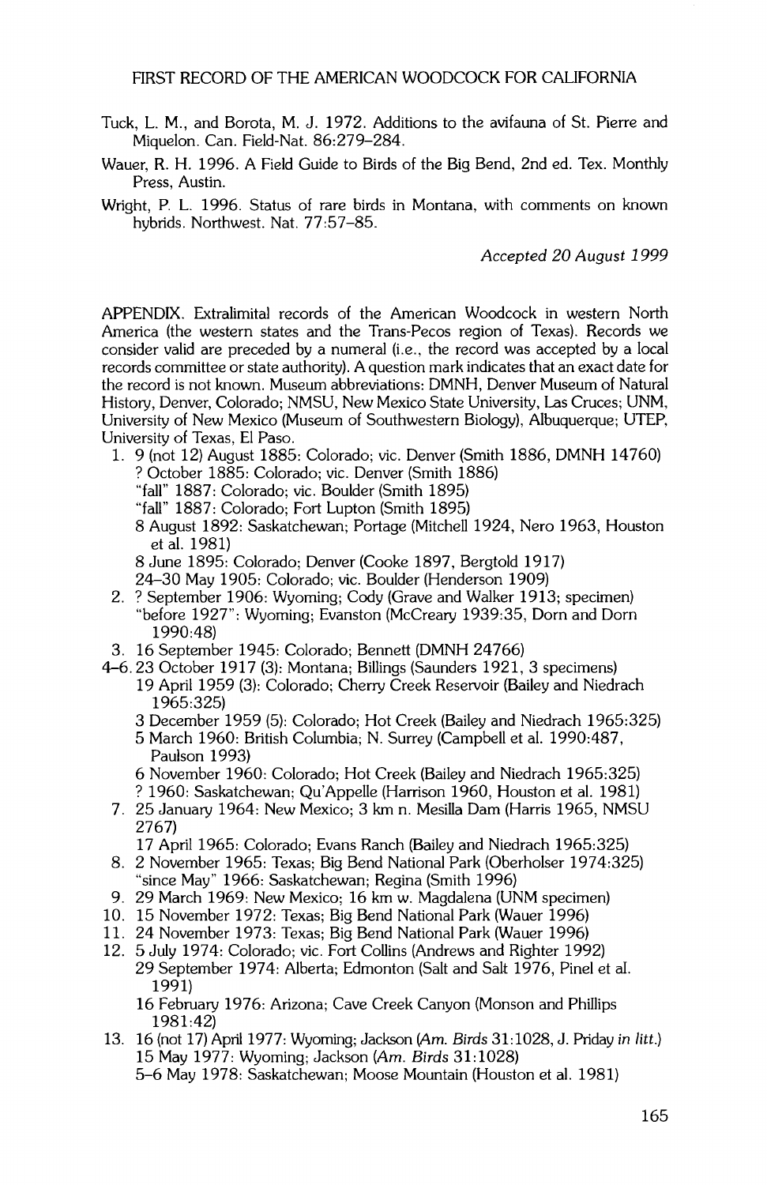Tuck, L. M., and Borota, M. J. 1972. Additions to the avifauna of St. Pierre and Miquelon. Can. Field-Nat. 86:279–284.

Wauer, R. H. 1996. A Field Guide to Birds of the Big Bend, 2nd ed. Tex. Monthly Press, Austin.

Wright, P. L. 1996. Status of rare birds in Montana, with comments on known hybrids. Northwest. Nat. 77:57–85.

*Accepted 20 August 1999*

APPENDIX. Extralimital records of the American Woodcock in western North America (the western states and the Trans-Pecos region of Texas). Records we consider valid are preceded by a numeral (i.e., the record was accepted by a local records committee or state authority). A question mark indicates that an exact date for the record is not known. Museum abbreviations: DMNH, Denver Museum of Natural History, Denver, Colorado; NMSU, New Mexico State University, Las Cruces; UNM, University of New Mexico (Museum of Southwestern Biology), Albuquerque; UTEP, University of Texas, El Paso.

1. 9 (not 12) August 1885: Colorado; vic. Denver (Smith 1886, DMNH 14760)
   ? October 1885: Colorado; vic. Denver (Smith 1886)
   "fall" 1887: Colorado; vic. Boulder (Smith 1895)
   "fall" 1887: Colorado; Fort Lupton (Smith 1895)
   8 August 1892: Saskatchewan; Portage (Mitchell 1924, Nero 1963, Houston et al. 1981)
   8 June 1895: Colorado; Denver (Cooke 1897, Bergtold 1917)
   24–30 May 1905: Colorado; vic. Boulder (Henderson 1909)
2. ? September 1906: Wyoming; Cody (Grave and Walker 1913; specimen)
   "before 1927": Wyoming; Evanston (McCreary 1939:35, Dorn and Dorn 1990:48)
3. 16 September 1945: Colorado; Bennett (DMNH 24766)

4–6. 23 October 1917 (3): Montana; Billings (Saunders 1921, 3 specimens)
   19 April 1959 (3): Colorado; Cherry Creek Reservoir (Bailey and Niedrach 1965:325)
   3 December 1959 (5): Colorado; Hot Creek (Bailey and Niedrach 1965:325)
   5 March 1960: British Columbia; N. Surrey (Campbell et al. 1990:487, Paulson 1993)
   6 November 1960: Colorado; Hot Creek (Bailey and Niedrach 1965:325)
   ? 1960: Saskatchewan; Qu'Appelle (Harrison 1960, Houston et al. 1981)

7. 25 January 1964: New Mexico; 3 km n. Mesilla Dam (Harris 1965, NMSU 2767)
   17 April 1965: Colorado; Evans Ranch (Bailey and Niedrach 1965:325)
8. 2 November 1965: Texas; Big Bend National Park (Oberholser 1974:325)
   "since May" 1966: Saskatchewan; Regina (Smith 1996)
9. 29 March 1969: New Mexico; 16 km w. Magdalena (UNM specimen)
10. 15 November 1972: Texas; Big Bend National Park (Wauer 1996)
11. 24 November 1973: Texas; Big Bend National Park (Wauer 1996)
12. 5 July 1974: Colorado; vic. Fort Collins (Andrews and Righter 1992)
    29 September 1974: Alberta; Edmonton (Salt and Salt 1976, Pinel et al. 1991)
    16 February 1976: Arizona; Cave Creek Canyon (Monson and Phillips 1981:42)
13. 16 (not 17) April 1977: Wyoming; Jackson (*Am. Birds* 31:1028, J. Priday *in litt.*)
    15 May 1977: Wyoming; Jackson (*Am. Birds* 31:1028)
    5–6 May 1978: Saskatchewan; Moose Mountain (Houston et al. 1981)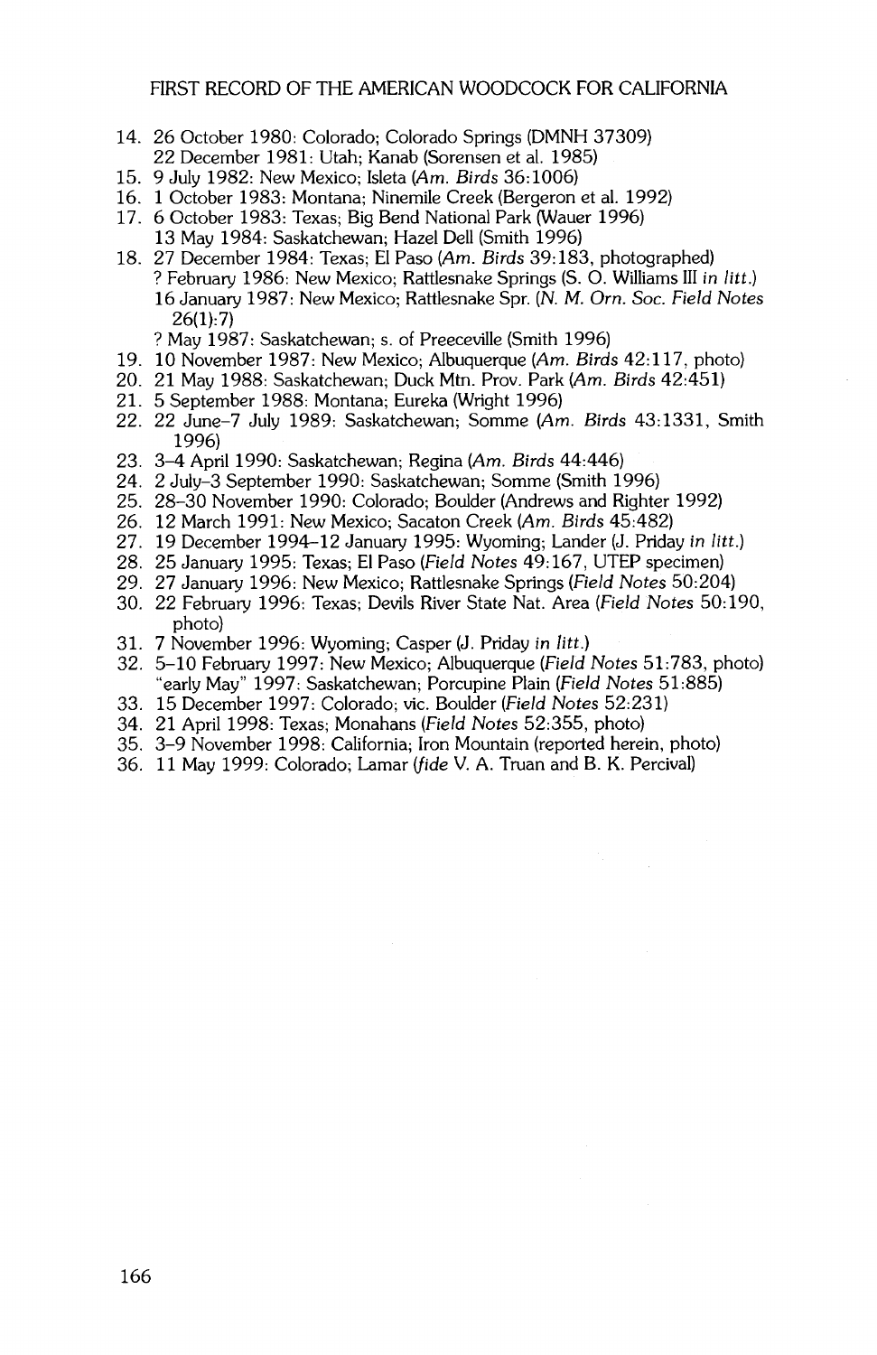14. 26 October 1980: Colorado; Colorado Springs (DMNH 37309)
    22 December 1981: Utah; Kanab (Sorensen et al. 1985)
15. 9 July 1982: New Mexico; Isleta (*Am. Birds* 36:1006)
16. 1 October 1983: Montana; Ninemile Creek (Bergeron et al. 1992)
17. 6 October 1983: Texas; Big Bend National Park (Wauer 1996)
    13 May 1984: Saskatchewan; Hazel Dell (Smith 1996)
18. 27 December 1984: Texas; El Paso (*Am. Birds* 39:183, photographed)
    ? February 1986: New Mexico; Rattlesnake Springs (S. O. Williams III *in litt.*)
    16 January 1987: New Mexico; Rattlesnake Spr. (*N. M. Orn. Soc. Field Notes* 26(1):7)
    ? May 1987: Saskatchewan; s. of Preeceville (Smith 1996)
19. 10 November 1987: New Mexico; Albuquerque (*Am. Birds* 42:117, photo)
20. 21 May 1988: Saskatchewan; Duck Mtn. Prov. Park (*Am. Birds* 42:451)
21. 5 September 1988: Montana; Eureka (Wright 1996)
22. 22 June–7 July 1989: Saskatchewan; Somme (*Am. Birds* 43:1331, Smith 1996)
23. 3–4 April 1990: Saskatchewan; Regina (*Am. Birds* 44:446)
24. 2 July–3 September 1990: Saskatchewan; Somme (Smith 1996)
25. 28–30 November 1990: Colorado; Boulder (Andrews and Righter 1992)
26. 12 March 1991: New Mexico; Sacaton Creek (*Am. Birds* 45:482)
27. 19 December 1994–12 January 1995: Wyoming; Lander (J. Priday *in litt.*)
28. 25 January 1995: Texas; El Paso (*Field Notes* 49:167, UTEP specimen)
29. 27 January 1996: New Mexico; Rattlesnake Springs (*Field Notes* 50:204)
30. 22 February 1996: Texas; Devils River State Nat. Area (*Field Notes* 50:190, photo)
31. 7 November 1996: Wyoming; Casper (J. Priday *in litt.*)
32. 5–10 February 1997: New Mexico; Albuquerque (*Field Notes* 51:783, photo)
    "early May" 1997: Saskatchewan; Porcupine Plain (*Field Notes* 51:885)
33. 15 December 1997: Colorado; vic. Boulder (*Field Notes* 52:231)
34. 21 April 1998: Texas; Monahans (*Field Notes* 52:355, photo)
35. 3–9 November 1998: California; Iron Mountain (reported herein, photo)
36. 11 May 1999: Colorado; Lamar (*fide* V. A. Truan and B. K. Percival)